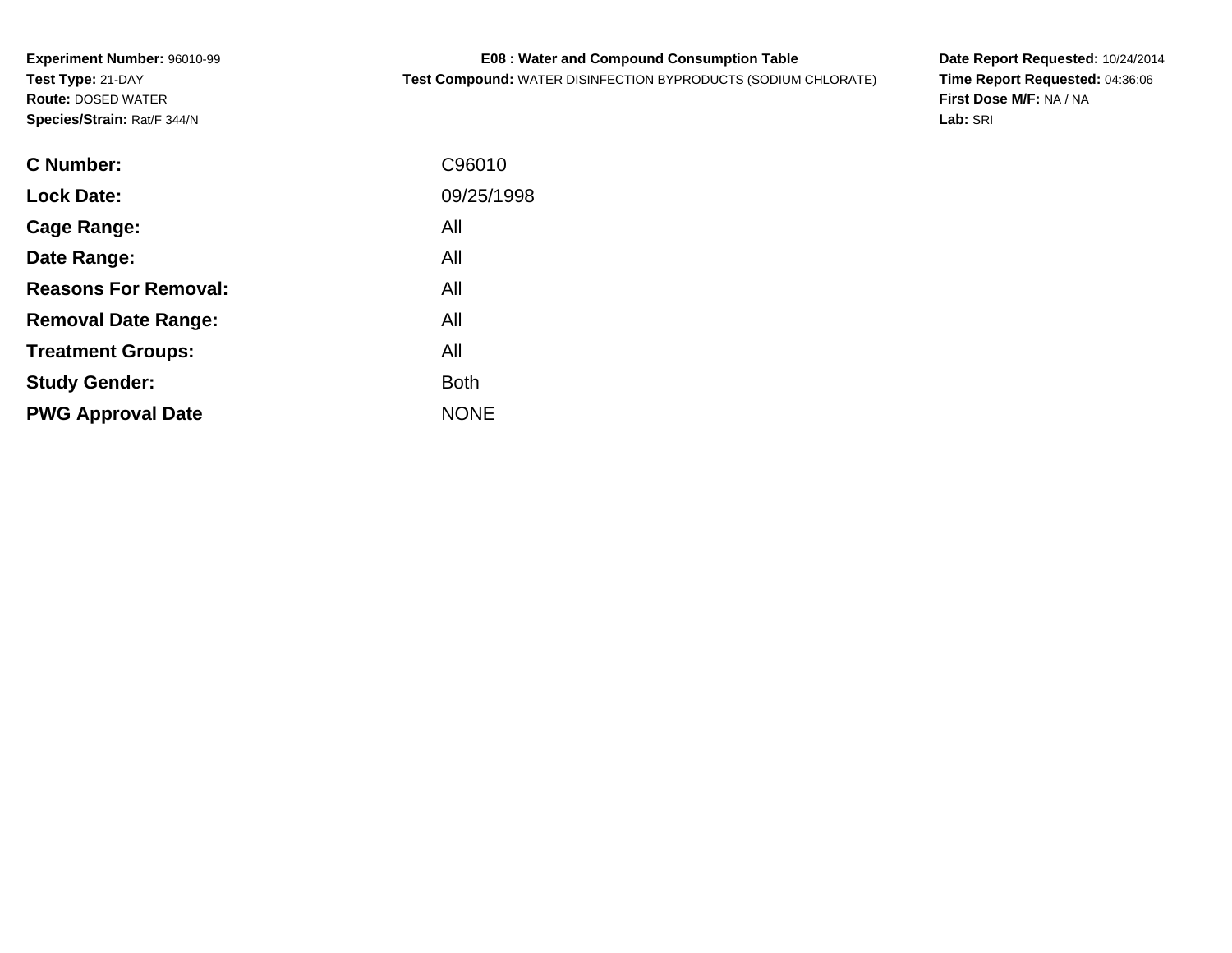**Experiment Number:** 96010-99
**Test Type:** 21-DAY
**Route:** DOSED WATER
**Species/Strain:** Rat/F 344/N

**E08 : Water and Compound Consumption Table**
**Test Compound:** WATER DISINFECTION BYPRODUCTS (SODIUM CHLORATE)

**Date Report Requested:** 10/24/2014
**Time Report Requested:** 04:36:06
**First Dose M/F:** NA / NA
**Lab:** SRI

| | |
|---|---|
| **C Number:** | C96010 |
| **Lock Date:** | 09/25/1998 |
| **Cage Range:** | All |
| **Date Range:** | All |
| **Reasons For Removal:** | All |
| **Removal Date Range:** | All |
| **Treatment Groups:** | All |
| **Study Gender:** | Both |
| **PWG Approval Date** | NONE |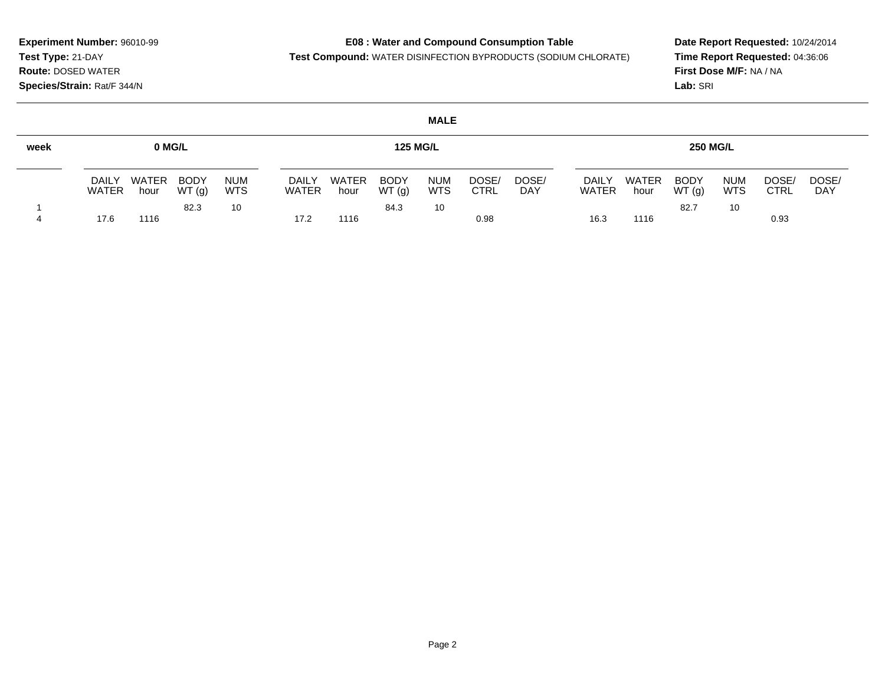**Experiment Number:** 96010-99
**Test Type:** 21-DAY
**Route:** DOSED WATER
**Species/Strain:** Rat/F 344/N

**E08 : Water and Compound Consumption Table**
**Test Compound:** WATER DISINFECTION BYPRODUCTS (SODIUM CHLORATE)

**Date Report Requested:** 10/24/2014
**Time Report Requested:** 04:36:06
**First Dose M/F:** NA / NA
**Lab:** SRI

**MALE**

| week | 0 MG/L | | | | 125 MG/L | | | | | | 250 MG/L | | | | | |
|---|---|---|---|---|---|---|---|---|---|---|---|---|---|---|---|---|
| | DAILY WATER | WATER hour | BODY WT (g) | NUM WTS | DAILY WATER | WATER hour | BODY WT (g) | NUM WTS | DOSE/ CTRL | DOSE/ DAY | DAILY WATER | WATER hour | BODY WT (g) | NUM WTS | DOSE/ CTRL | DOSE/ DAY |
| 1 | | | 82.3 | 10 | | | 84.3 | 10 | | | | | 82.7 | 10 | | |
| 4 | 17.6 | 1116 | | | 17.2 | 1116 | | | 0.98 | | 16.3 | 1116 | | | 0.93 | |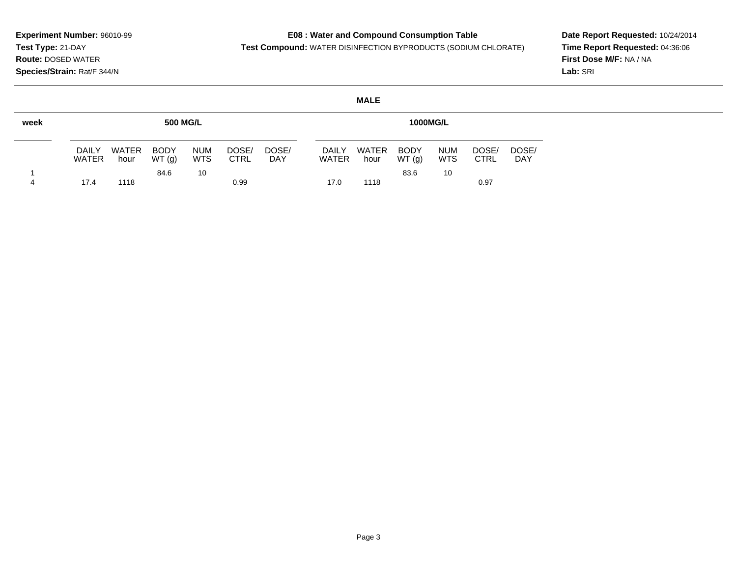**Experiment Number:** 96010-99
**Test Type:** 21-DAY
**Route:** DOSED WATER
**Species/Strain:** Rat/F 344/N

**E08 : Water and Compound Consumption Table**
**Test Compound:** WATER DISINFECTION BYPRODUCTS (SODIUM CHLORATE)

**Date Report Requested:** 10/24/2014
**Time Report Requested:** 04:36:06
**First Dose M/F:** NA / NA
**Lab:** SRI

**MALE**

| week | 500 MG/L | | | | | | 1000MG/L | | | | | |
|---|---|---|---|---|---|---|---|---|---|---|---|---|
| | DAILY WATER | WATER hour | BODY WT (g) | NUM WTS | DOSE/ CTRL | DOSE/ DAY | DAILY WATER | WATER hour | BODY WT (g) | NUM WTS | DOSE/ CTRL | DOSE/ DAY |
| 1 | | | 84.6 | 10 | | | | | 83.6 | 10 | | |
| 4 | 17.4 | 1118 | | | 0.99 | | 17.0 | 1118 | | | 0.97 | |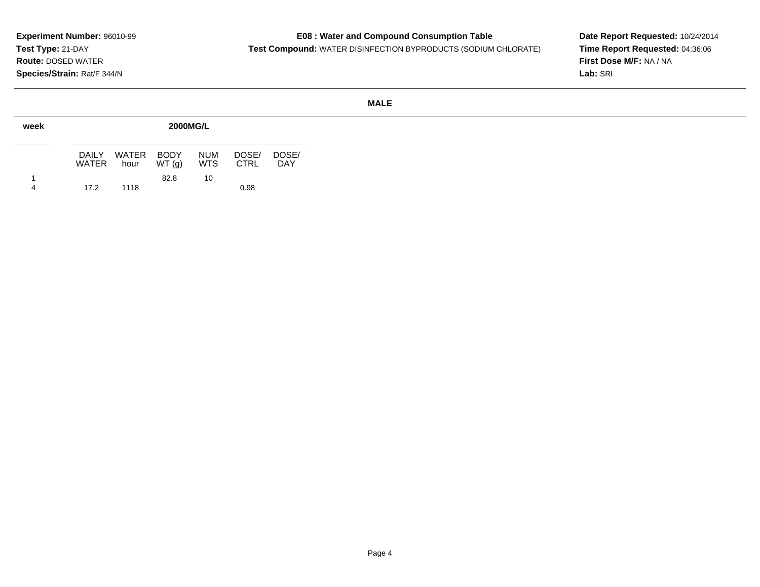**Experiment Number:** 96010-99
**Test Type:** 21-DAY
**Route:** DOSED WATER
**Species/Strain:** Rat/F 344/N

**E08 : Water and Compound Consumption Table**
**Test Compound:** WATER DISINFECTION BYPRODUCTS (SODIUM CHLORATE)

**Date Report Requested:** 10/24/2014
**Time Report Requested:** 04:36:06
**First Dose M/F:** NA / NA
**Lab:** SRI

**MALE**

| week | 2000MG/L | | | | | |
|---|---|---|---|---|---|---|
| | DAILY WATER | WATER hour | BODY WT (g) | NUM WTS | DOSE/ CTRL | DOSE/ DAY |
| 1 | | | 82.8 | 10 | | |
| 4 | 17.2 | 1118 | | | 0.98 | |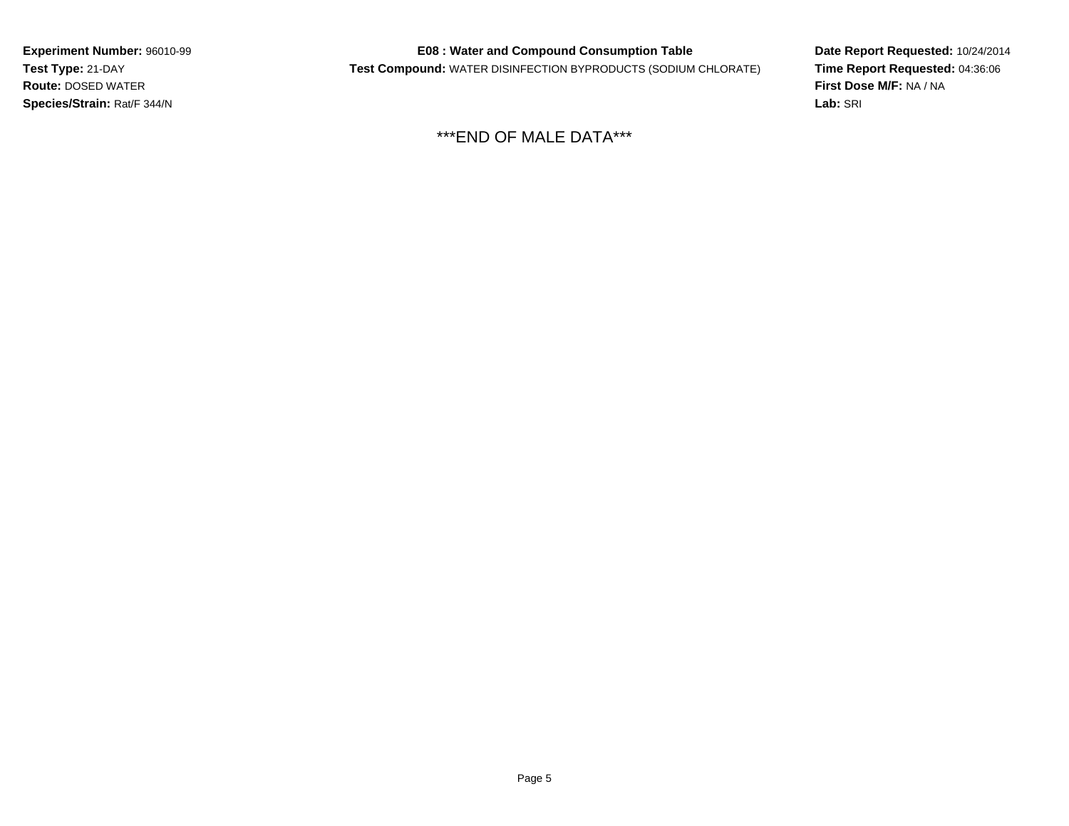**Experiment Number:** 96010-99
**Test Type:** 21-DAY
**Route:** DOSED WATER
**Species/Strain:** Rat/F 344/N

**E08 : Water and Compound Consumption Table**
**Test Compound:** WATER DISINFECTION BYPRODUCTS (SODIUM CHLORATE)

**Date Report Requested:** 10/24/2014
**Time Report Requested:** 04:36:06
**First Dose M/F:** NA / NA
**Lab:** SRI

***END OF MALE DATA***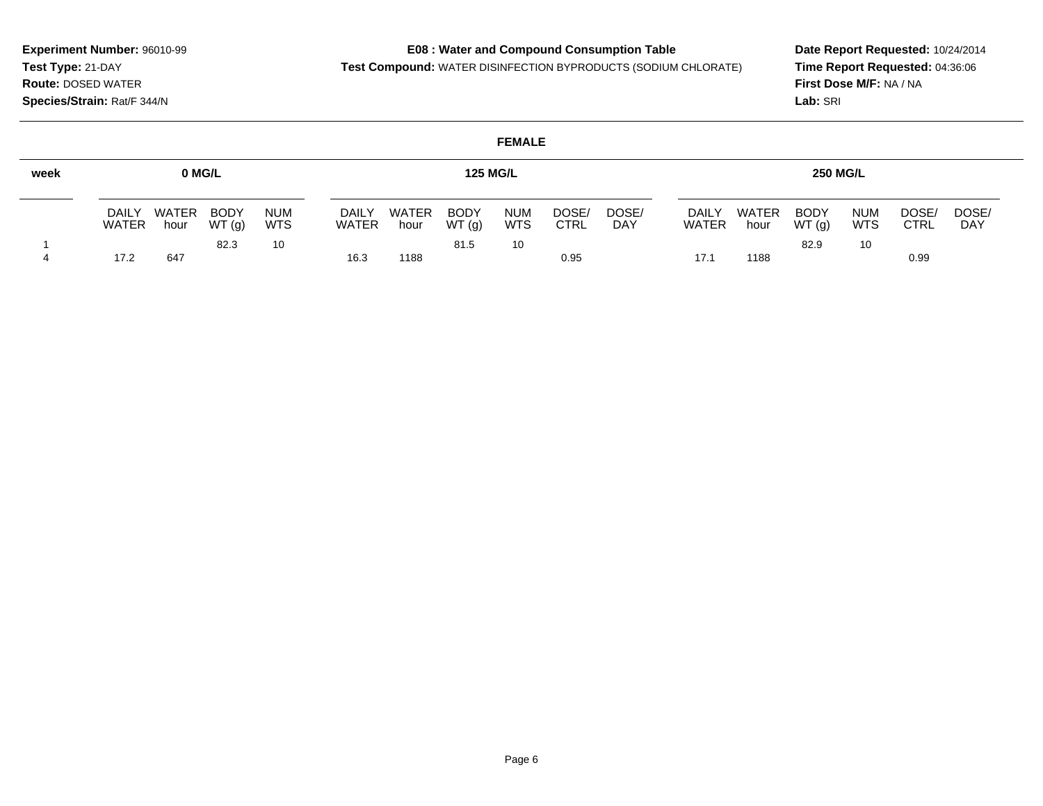**Experiment Number:** 96010-99
**Test Type:** 21-DAY
**Route:** DOSED WATER
**Species/Strain:** Rat/F 344/N

**E08 : Water and Compound Consumption Table**
**Test Compound:** WATER DISINFECTION BYPRODUCTS (SODIUM CHLORATE)

**Date Report Requested:** 10/24/2014
**Time Report Requested:** 04:36:06
**First Dose M/F:** NA / NA
**Lab:** SRI

**FEMALE**

| week | 0 MG/L | | | | 125 MG/L | | | | | | 250 MG/L | | | | | |
|---|---|---|---|---|---|---|---|---|---|---|---|---|---|---|---|---|
| | DAILY WATER | WATER hour | BODY WT (g) | NUM WTS | DAILY WATER | WATER hour | BODY WT (g) | NUM WTS | DOSE/ CTRL | DOSE/ DAY | DAILY WATER | WATER hour | BODY WT (g) | NUM WTS | DOSE/ CTRL | DOSE/ DAY |
| 1 | | | 82.3 | 10 | | | 81.5 | 10 | | | | | 82.9 | 10 | | |
| 4 | 17.2 | 647 | | | 16.3 | 1188 | | | 0.95 | | 17.1 | 1188 | | | 0.99 | |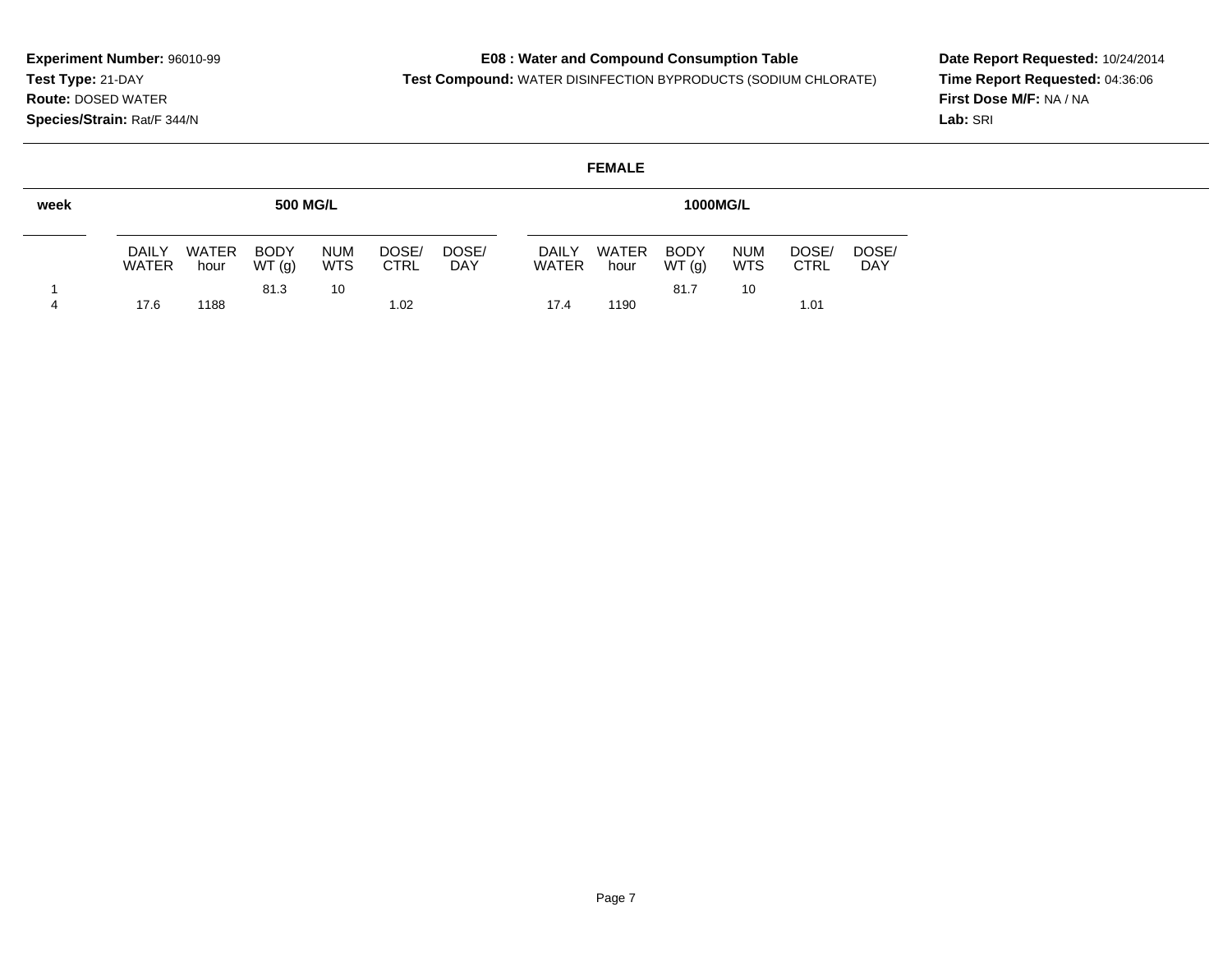**Experiment Number:** 96010-99
**Test Type:** 21-DAY
**Route:** DOSED WATER
**Species/Strain:** Rat/F 344/N

**E08 : Water and Compound Consumption Table**
**Test Compound:** WATER DISINFECTION BYPRODUCTS (SODIUM CHLORATE)

**Date Report Requested:** 10/24/2014
**Time Report Requested:** 04:36:06
**First Dose M/F:** NA / NA
**Lab:** SRI

**FEMALE**

| week | 500 MG/L | | | | | | 1000MG/L | | | | | |
|---|---|---|---|---|---|---|---|---|---|---|---|---|
| | DAILY WATER | WATER hour | BODY WT (g) | NUM WTS | DOSE/ CTRL | DOSE/ DAY | DAILY WATER | WATER hour | BODY WT (g) | NUM WTS | DOSE/ CTRL | DOSE/ DAY |
| 1 | | | 81.3 | 10 | | | | | 81.7 | 10 | | |
| 4 | 17.6 | 1188 | | | 1.02 | | 17.4 | 1190 | | | 1.01 | |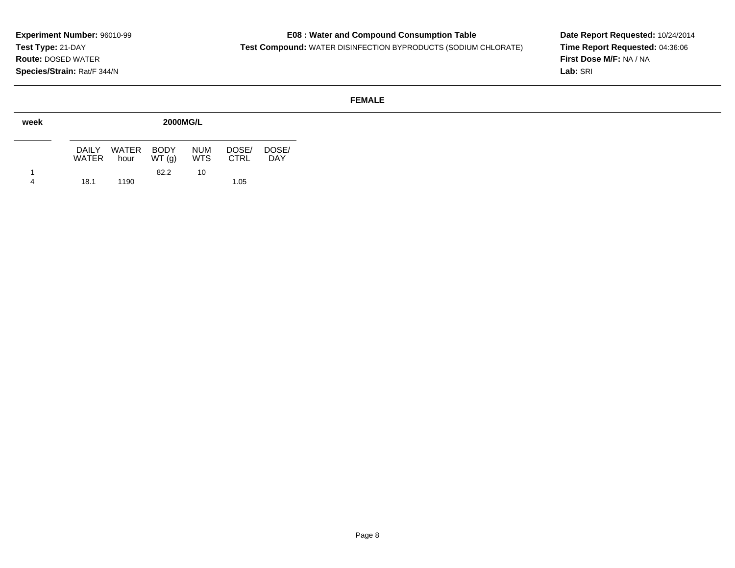**Experiment Number:** 96010-99
**Test Type:** 21-DAY
**Route:** DOSED WATER
**Species/Strain:** Rat/F 344/N

**E08 : Water and Compound Consumption Table**
**Test Compound:** WATER DISINFECTION BYPRODUCTS (SODIUM CHLORATE)

**Date Report Requested:** 10/24/2014
**Time Report Requested:** 04:36:06
**First Dose M/F:** NA / NA
**Lab:** SRI

**FEMALE**

| week | 2000MG/L | | | | | |
|---|---|---|---|---|---|---|
| | DAILY WATER | WATER hour | BODY WT (g) | NUM WTS | DOSE/ CTRL | DOSE/ DAY |
| 1 | | | 82.2 | 10 | | |
| 4 | 18.1 | 1190 | | | 1.05 | |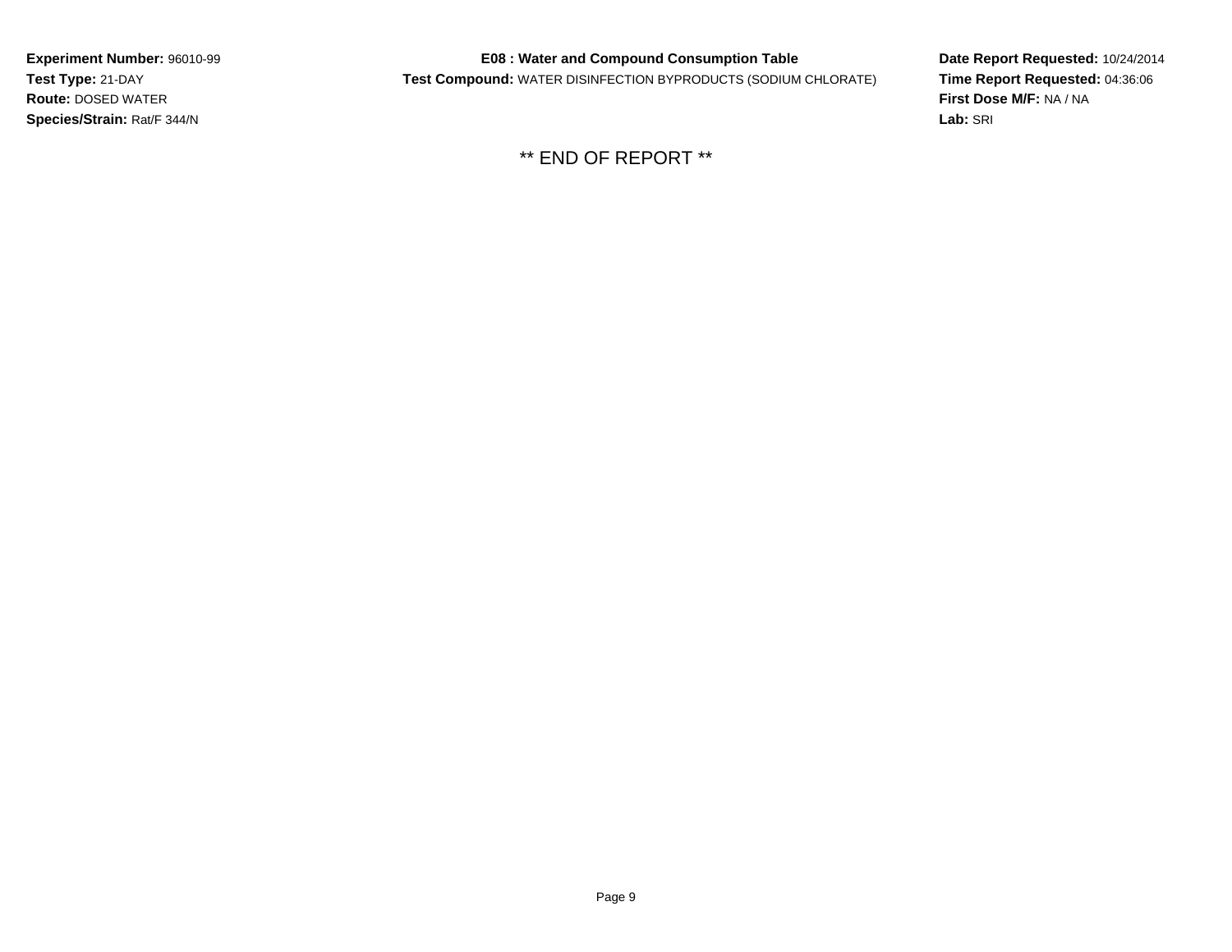**Experiment Number:** 96010-99
**Test Type:** 21-DAY
**Route:** DOSED WATER
**Species/Strain:** Rat/F 344/N

**E08 : Water and Compound Consumption Table**
**Test Compound:** WATER DISINFECTION BYPRODUCTS (SODIUM CHLORATE)

**Date Report Requested:** 10/24/2014
**Time Report Requested:** 04:36:06
**First Dose M/F:** NA / NA
**Lab:** SRI

** END OF REPORT **